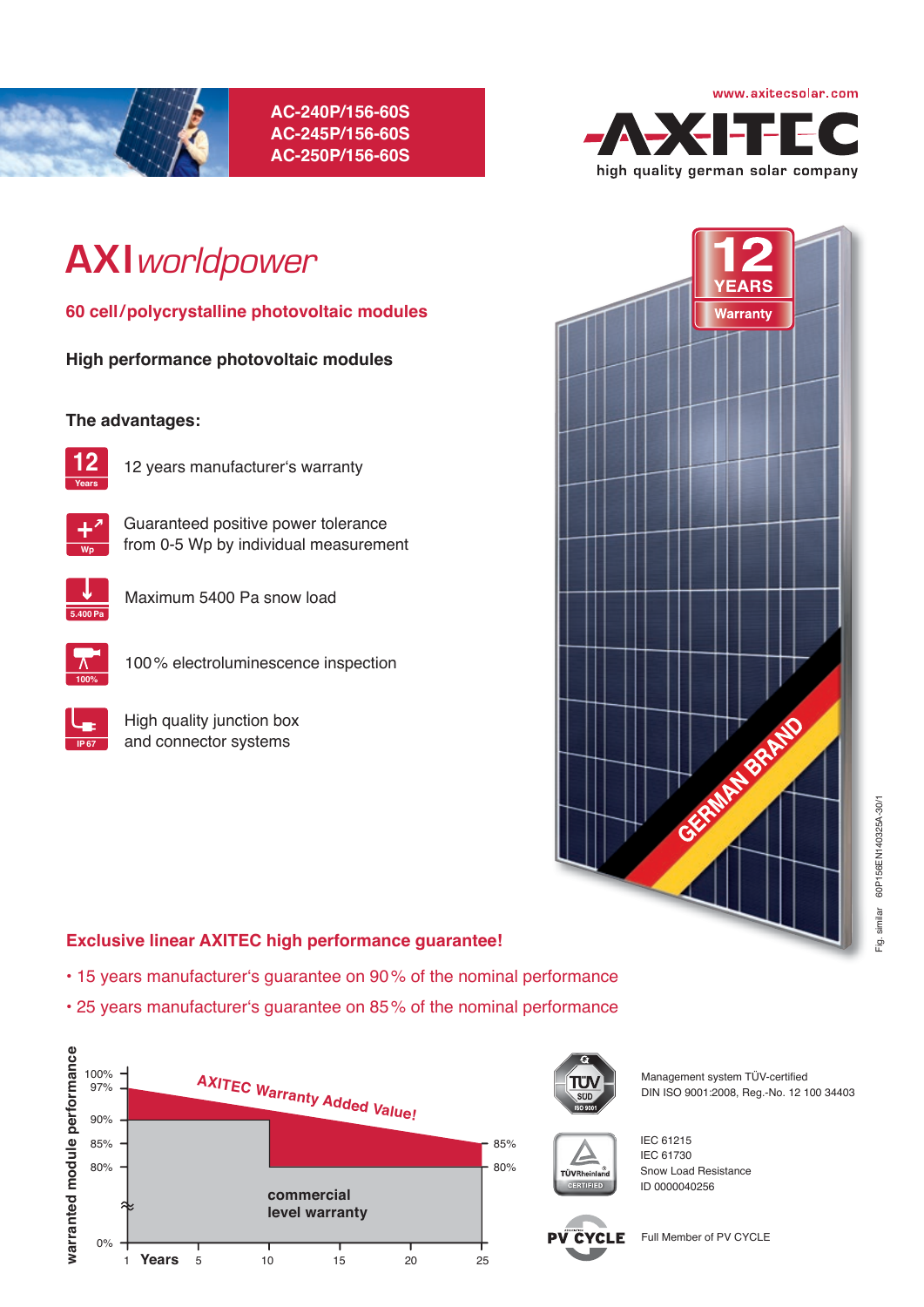AC-240P/156-60S
AC-245P/156-60S
AC-250P/156-60S

www.axitecsolar.com

AXITEC

high quality german solar company

# AXI*worldpower*

## 60 cell/polycrystalline photovoltaic modules

### High performance photovoltaic modules

### The advantages:

- 12 years manufacturer's warranty
- Guaranteed positive power tolerance from 0-5 Wp by individual measurement
- Maximum 5400 Pa snow load
- 100 % electroluminescence inspection
- High quality junction box and connector systems

12 YEARS Warranty

GERMAN BRAND

Fig. similar 60P156EN140325A-30/1

### Exclusive linear AXITEC high performance guarantee!

- 15 years manufacturer's guarantee on 90 % of the nominal performance
- 25 years manufacturer's guarantee on 85 % of the nominal performance

warranted module performance

100%
97%
90%
85%
80%
0%

AXITEC Warranty Added Value!

commercial level warranty

85%
80%

1 Years 5 10 15 20 25

Management system TÜV-certified
DIN ISO 9001:2008, Reg.-No. 12 100 34403

IEC 61215
IEC 61730
Snow Load Resistance
ID 0000040256

Full Member of PV CYCLE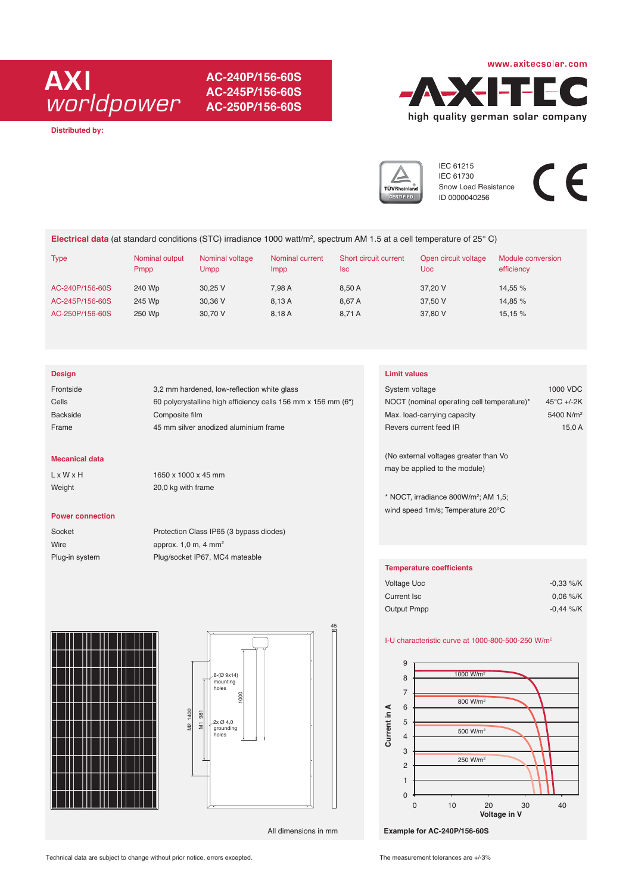# AXI worldpower

**AC-240P/156-60S**
**AC-245P/156-60S**
**AC-250P/156-60S**

www.axitecsolar.com

AXITEC
high quality german solar company

Distributed by:

IEC 61215
IEC 61730
Snow Load Resistance
ID 0000040256

## Electrical data (at standard conditions (STC) irradiance 1000 watt/m², spectrum AM 1.5 at a cell temperature of 25° C)

| Type | Nominal output Pmpp | Nominal voltage Umpp | Nominal current Impp | Short circuit current Isc | Open circuit voltage Uoc | Module conversion efficiency |
|---|---|---|---|---|---|---|
| AC-240P/156-60S | 240 Wp | 30,25 V | 7,98 A | 8,50 A | 37,20 V | 14,55 % |
| AC-245P/156-60S | 245 Wp | 30,36 V | 8,13 A | 8,67 A | 37,50 V | 14,85 % |
| AC-250P/156-60S | 250 Wp | 30,70 V | 8,18 A | 8,71 A | 37,80 V | 15,15 % |

## Design

| | |
|---|---|
| Frontside | 3,2 mm hardened, low-reflection white glass |
| Cells | 60 polycrystalline high efficiency cells 156 mm x 156 mm (6") |
| Backside | Composite film |
| Frame | 45 mm silver anodized aluminium frame |

## Mecanical data

| | |
|---|---|
| L x W x H | 1650 x 1000 x 45 mm |
| Weight | 20,0 kg with frame |

## Power connection

| | |
|---|---|
| Socket | Protection Class IP65 (3 bypass diodes) |
| Wire | approx. 1,0 m, 4 mm² |
| Plug-in system | Plug/socket IP67, MC4 mateable |

45

8-(Ø 9x14) mounting holes

1000

M2 1400

M1 981

2x Ø 4,0 grounding holes

All dimensions in mm

## Limit values

| | |
|---|---|
| System voltage | 1000 VDC |
| NOCT (nominal operating cell temperature)* | 45°C +/-2K |
| Max. load-carrying capacity | 5400 N/m² |
| Revers current feed IR | 15,0 A |

(No external voltages greater than Vo may be applied to the module)

* NOCT, irradiance 800W/m²; AM 1,5; wind speed 1m/s; Temperature 20°C

## Temperature coefficients

| | |
|---|---|
| Voltage Uoc | -0,33 %/K |
| Current Isc | 0,06 %/K |
| Output Pmpp | -0,44 %/K |

## I-U characteristic curve at 1000-800-500-250 W/m²

Current in A
0
1
2
3
4
5
6
7
8
9
1000 W/m²
800 W/m²
500 W/m²
250 W/m²
0
10
20
30
40
Voltage in V

**Example for AC-240P/156-60S**

Technical data are subject to change without prior notice, errors excepted.

The measurement tolerances are +/-3%